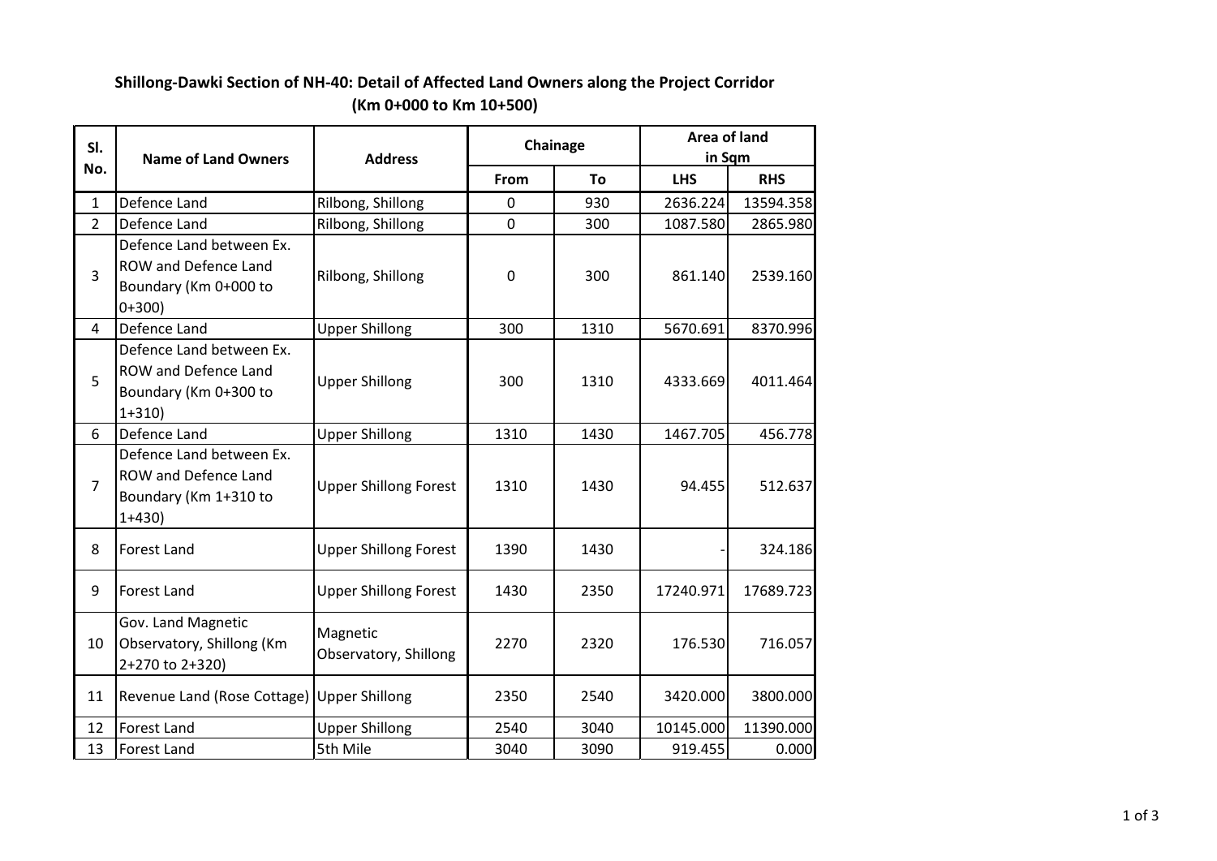# Shillong-Dawki Section of NH-40: Detail of Affected Land Owners along the Project Corridor
## (Km 0+000 to Km 10+500)

| Sl. No. | Name of Land Owners | Address | Chainage | | Area of land in Sqm | |
|---|---|---|---|---|---|---|
| | | | From | To | LHS | RHS |
| 1 | Defence Land | Rilbong, Shillong | 0 | 930 | 2636.224 | 13594.358 |
| 2 | Defence Land | Rilbong, Shillong | 0 | 300 | 1087.580 | 2865.980 |
| 3 | Defence Land between Ex. ROW and Defence Land Boundary (Km 0+000 to 0+300) | Rilbong, Shillong | 0 | 300 | 861.140 | 2539.160 |
| 4 | Defence Land | Upper Shillong | 300 | 1310 | 5670.691 | 8370.996 |
| 5 | Defence Land between Ex. ROW and Defence Land Boundary (Km 0+300 to 1+310) | Upper Shillong | 300 | 1310 | 4333.669 | 4011.464 |
| 6 | Defence Land | Upper Shillong | 1310 | 1430 | 1467.705 | 456.778 |
| 7 | Defence Land between Ex. ROW and Defence Land Boundary (Km 1+310 to 1+430) | Upper Shillong Forest | 1310 | 1430 | 94.455 | 512.637 |
| 8 | Forest Land | Upper Shillong Forest | 1390 | 1430 | - | 324.186 |
| 9 | Forest Land | Upper Shillong Forest | 1430 | 2350 | 17240.971 | 17689.723 |
| 10 | Gov. Land Magnetic Observatory, Shillong (Km 2+270 to 2+320) | Magnetic Observatory, Shillong | 2270 | 2320 | 176.530 | 716.057 |
| 11 | Revenue Land (Rose Cottage) | Upper Shillong | 2350 | 2540 | 3420.000 | 3800.000 |
| 12 | Forest Land | Upper Shillong | 2540 | 3040 | 10145.000 | 11390.000 |
| 13 | Forest Land | 5th Mile | 3040 | 3090 | 919.455 | 0.000 |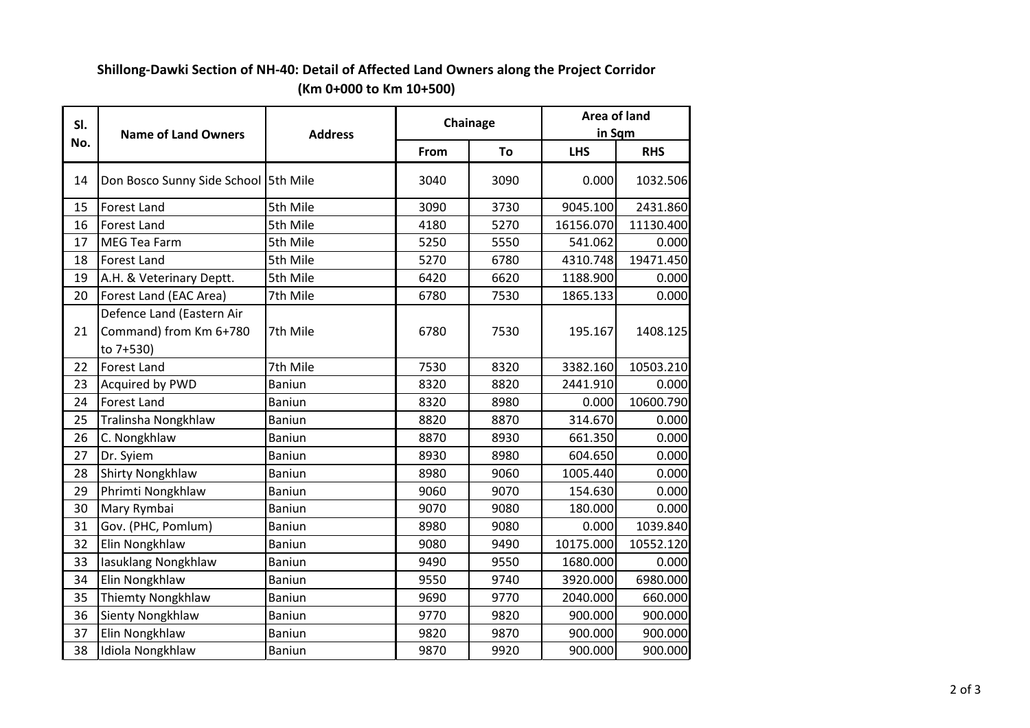**Shillong-Dawki Section of NH-40: Detail of Affected Land Owners along the Project Corridor**
**(Km 0+000 to Km 10+500)**

| Sl. No. | Name of Land Owners | Address | Chainage | | Area of land in Sqm | |
|---|---|---|---|---|---|---|
| | | | From | To | LHS | RHS |
| 14 | Don Bosco Sunny Side School | 5th Mile | 3040 | 3090 | 0.000 | 1032.506 |
| 15 | Forest Land | 5th Mile | 3090 | 3730 | 9045.100 | 2431.860 |
| 16 | Forest Land | 5th Mile | 4180 | 5270 | 16156.070 | 11130.400 |
| 17 | MEG Tea Farm | 5th Mile | 5250 | 5550 | 541.062 | 0.000 |
| 18 | Forest Land | 5th Mile | 5270 | 6780 | 4310.748 | 19471.450 |
| 19 | A.H. & Veterinary Deptt. | 5th Mile | 6420 | 6620 | 1188.900 | 0.000 |
| 20 | Forest Land (EAC Area) | 7th Mile | 6780 | 7530 | 1865.133 | 0.000 |
| 21 | Defence Land (Eastern Air Command) from Km 6+780 to 7+530) | 7th Mile | 6780 | 7530 | 195.167 | 1408.125 |
| 22 | Forest Land | 7th Mile | 7530 | 8320 | 3382.160 | 10503.210 |
| 23 | Acquired by PWD | Baniun | 8320 | 8820 | 2441.910 | 0.000 |
| 24 | Forest Land | Baniun | 8320 | 8980 | 0.000 | 10600.790 |
| 25 | Tralinsha Nongkhlaw | Baniun | 8820 | 8870 | 314.670 | 0.000 |
| 26 | C. Nongkhlaw | Baniun | 8870 | 8930 | 661.350 | 0.000 |
| 27 | Dr. Syiem | Baniun | 8930 | 8980 | 604.650 | 0.000 |
| 28 | Shirty Nongkhlaw | Baniun | 8980 | 9060 | 1005.440 | 0.000 |
| 29 | Phrimti Nongkhlaw | Baniun | 9060 | 9070 | 154.630 | 0.000 |
| 30 | Mary Rymbai | Baniun | 9070 | 9080 | 180.000 | 0.000 |
| 31 | Gov. (PHC, Pomlum) | Baniun | 8980 | 9080 | 0.000 | 1039.840 |
| 32 | Elin Nongkhlaw | Baniun | 9080 | 9490 | 10175.000 | 10552.120 |
| 33 | Iasuklang Nongkhlaw | Baniun | 9490 | 9550 | 1680.000 | 0.000 |
| 34 | Elin Nongkhlaw | Baniun | 9550 | 9740 | 3920.000 | 6980.000 |
| 35 | Thiemty Nongkhlaw | Baniun | 9690 | 9770 | 2040.000 | 660.000 |
| 36 | Sienty Nongkhlaw | Baniun | 9770 | 9820 | 900.000 | 900.000 |
| 37 | Elin Nongkhlaw | Baniun | 9820 | 9870 | 900.000 | 900.000 |
| 38 | Idiola Nongkhlaw | Baniun | 9870 | 9920 | 900.000 | 900.000 |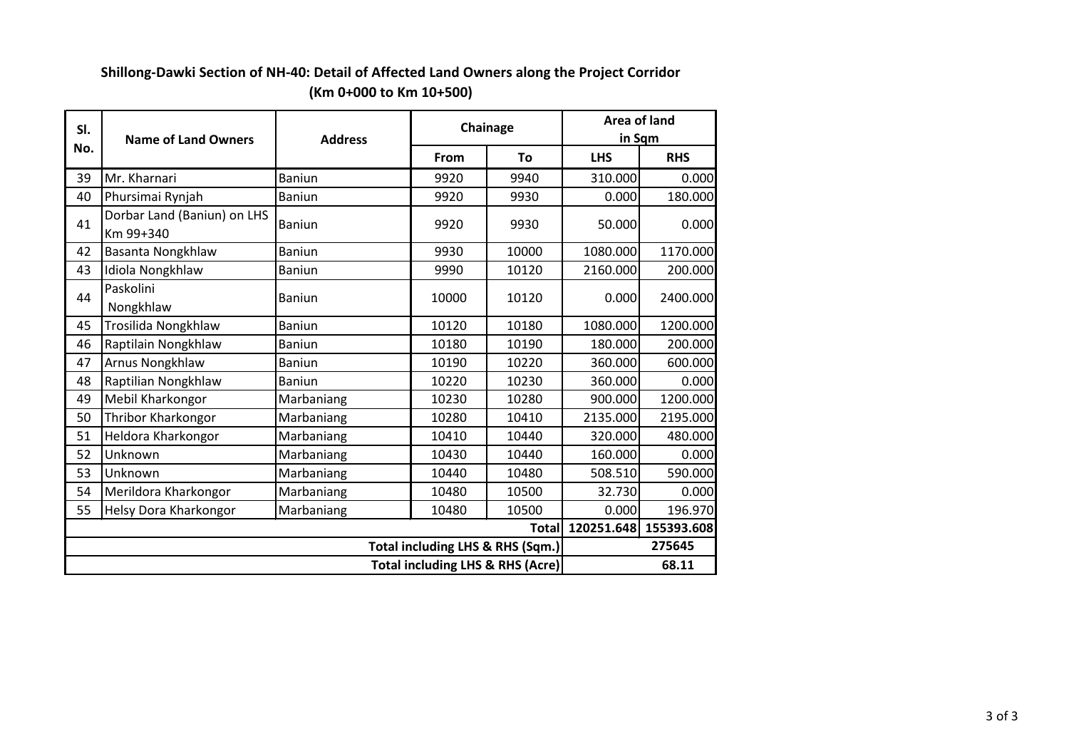**Shillong-Dawki Section of NH-40: Detail of Affected Land Owners along the Project Corridor**
**(Km 0+000 to Km 10+500)**

| Sl. No. | Name of Land Owners | Address | Chainage | | Area of land in Sqm | |
|---|---|---|---|---|---|---|
| | | | From | To | LHS | RHS |
| 39 | Mr. Kharnari | Baniun | 9920 | 9940 | 310.000 | 0.000 |
| 40 | Phursimai Rynjah | Baniun | 9920 | 9930 | 0.000 | 180.000 |
| 41 | Dorbar Land (Baniun) on LHS Km 99+340 | Baniun | 9920 | 9930 | 50.000 | 0.000 |
| 42 | Basanta Nongkhlaw | Baniun | 9930 | 10000 | 1080.000 | 1170.000 |
| 43 | Idiola Nongkhlaw | Baniun | 9990 | 10120 | 2160.000 | 200.000 |
| 44 | Paskolini Nongkhlaw | Baniun | 10000 | 10120 | 0.000 | 2400.000 |
| 45 | Trosilida Nongkhlaw | Baniun | 10120 | 10180 | 1080.000 | 1200.000 |
| 46 | Raptilain Nongkhlaw | Baniun | 10180 | 10190 | 180.000 | 200.000 |
| 47 | Arnus Nongkhlaw | Baniun | 10190 | 10220 | 360.000 | 600.000 |
| 48 | Raptilian Nongkhlaw | Baniun | 10220 | 10230 | 360.000 | 0.000 |
| 49 | Mebil Kharkongor | Marbaniang | 10230 | 10280 | 900.000 | 1200.000 |
| 50 | Thribor Kharkongor | Marbaniang | 10280 | 10410 | 2135.000 | 2195.000 |
| 51 | Heldora Kharkongor | Marbaniang | 10410 | 10440 | 320.000 | 480.000 |
| 52 | Unknown | Marbaniang | 10430 | 10440 | 160.000 | 0.000 |
| 53 | Unknown | Marbaniang | 10440 | 10480 | 508.510 | 590.000 |
| 54 | Merildora Kharkongor | Marbaniang | 10480 | 10500 | 32.730 | 0.000 |
| 55 | Helsy Dora Kharkongor | Marbaniang | 10480 | 10500 | 0.000 | 196.970 |
| | | | | Total | 120251.648 | 155393.608 |
| | | | | Total including LHS & RHS (Sqm.) | 275645 | |
| | | | | Total including LHS & RHS (Acre) | 68.11 | |